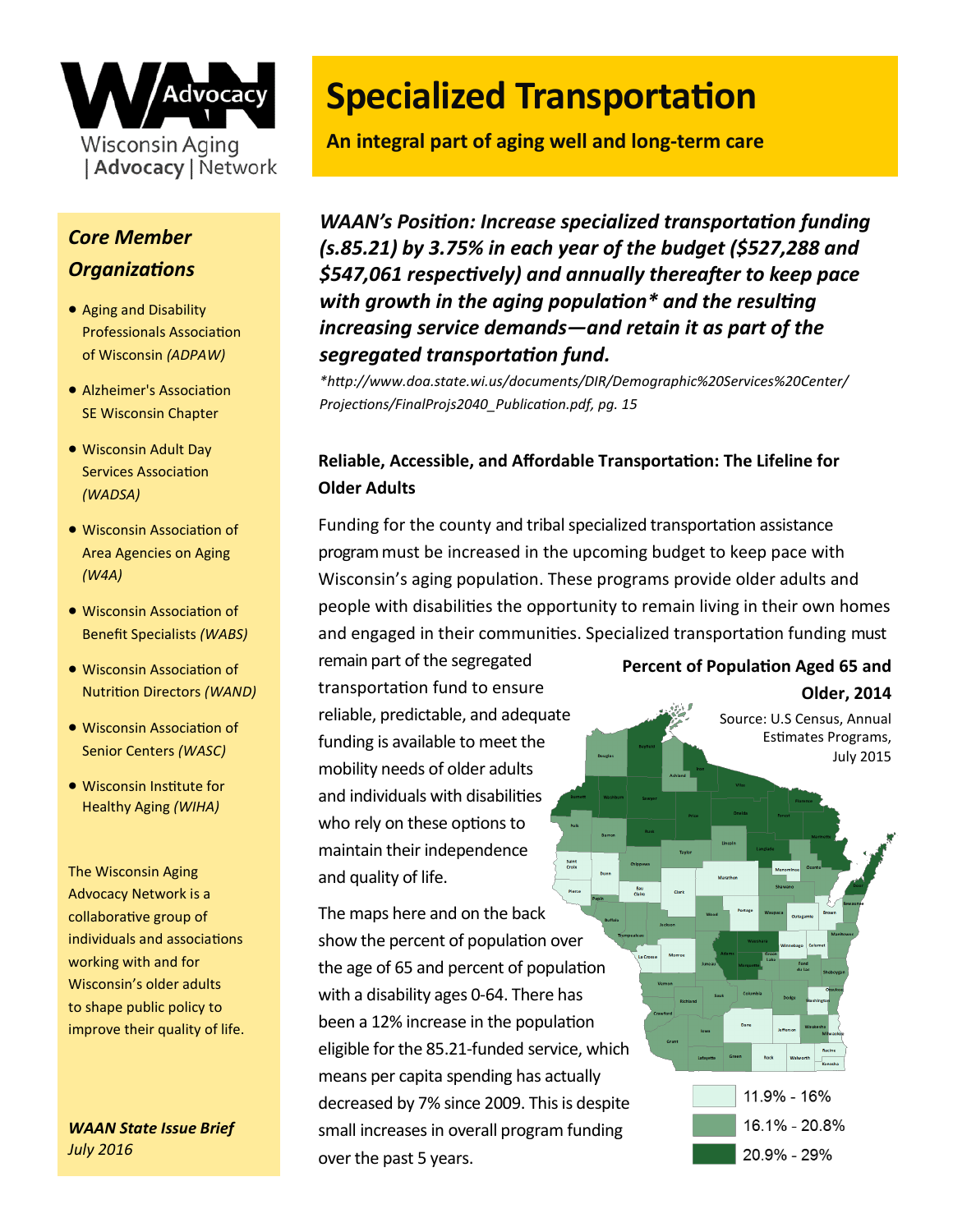# Specialized Transportation

**An integral part of aging well and long-term care**

*WAAN's Position: Increase specialized transportation funding (s.85.21) by 3.75% in each year of the budget ($527,288 and $547,061 respectively) and annually thereafter to keep pace with growth in the aging population* and the resulting increasing service demands—and retain it as part of the segregated transportation fund.*

**Wisconsin Aging | Advocacy | Network*

### Core Member Organizations

- Aging and Disability Professionals Association of Wisconsin *(ADPAW)*
- Alzheimer's Association SE Wisconsin Chapter
- Wisconsin Adult Day Services Association *(WADSA)*
- Wisconsin Association of Area Agencies on Aging *(W4A)*
- Wisconsin Association of Benefit Specialists *(WABS)*
- Wisconsin Association of Nutrition Directors *(WAND)*
- Wisconsin Association of Senior Centers *(WASC)*
- Wisconsin Institute for Healthy Aging *(WIHA)*

The Wisconsin Aging Advocacy Network is a collaborative group of individuals and associations working with and for Wisconsin's older adults to shape public policy to improve their quality of life.

***WAAN State Issue Brief***
*July 2016*

*\*http://www.doa.state.wi.us/documents/DIR/Demographic%20Services%20Center/Projections/FinalProjs2040_Publication.pdf, pg. 15*

### Reliable, Accessible, and Affordable Transportation: The Lifeline for Older Adults

Funding for the county and tribal specialized transportation assistance program must be increased in the upcoming budget to keep pace with Wisconsin's aging population. These programs provide older adults and people with disabilities the opportunity to remain living in their own homes and engaged in their communities. Specialized transportation funding must remain part of the segregated transportation fund to ensure reliable, predictable, and adequate funding is available to meet the mobility needs of older adults and individuals with disabilities who rely on these options to maintain their independence and quality of life.

The maps here and on the back show the percent of population over the age of 65 and percent of population with a disability ages 0-64. There has been a 12% increase in the population eligible for the 85.21-funded service, which means per capita spending has actually decreased by 7% since 2009. This is despite small increases in overall program funding over the past 5 years.

**Percent of Population Aged 65 and Older, 2014**

Source: U.S Census, Annual Estimates Programs, July 2015

- 11.9% - 16%
- 16.1% - 20.8%
- 20.9% - 29%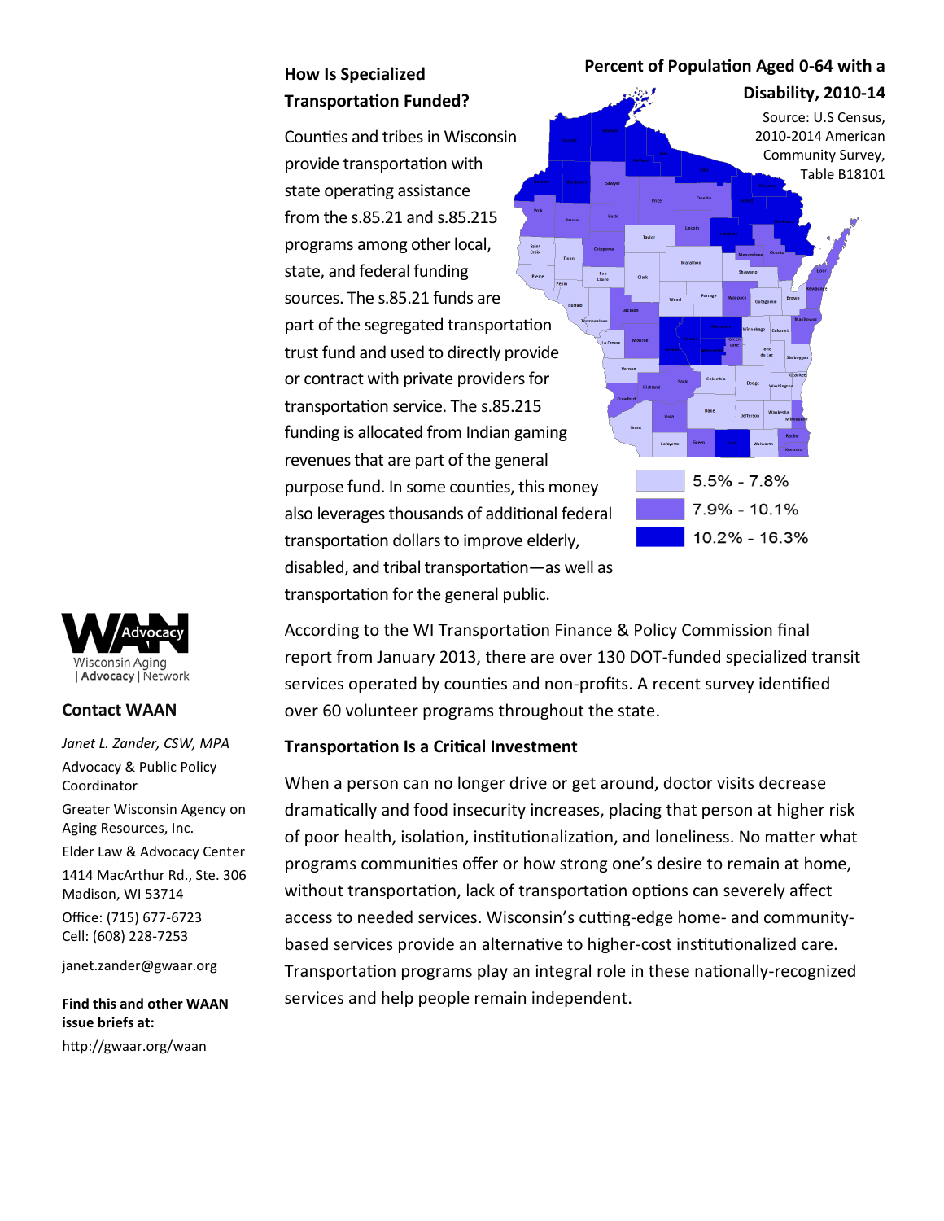## How Is Specialized Transportation Funded?

Counties and tribes in Wisconsin provide transportation with state operating assistance from the s.85.21 and s.85.215 programs among other local, state, and federal funding sources. The s.85.21 funds are part of the segregated transportation trust fund and used to directly provide or contract with private providers for transportation service. The s.85.215 funding is allocated from Indian gaming revenues that are part of the general purpose fund. In some counties, this money also leverages thousands of additional federal transportation dollars to improve elderly, disabled, and tribal transportation—as well as transportation for the general public.

**Percent of Population Aged 0-64 with a Disability, 2010-14**

Source: U.S Census, 2010-2014 American Community Survey, Table B18101

5.5% - 7.8%
7.9% - 10.1%
10.2% - 16.3%

According to the WI Transportation Finance & Policy Commission final report from January 2013, there are over 130 DOT-funded specialized transit services operated by counties and non-profits. A recent survey identified over 60 volunteer programs throughout the state.

## Transportation Is a Critical Investment

When a person can no longer drive or get around, doctor visits decrease dramatically and food insecurity increases, placing that person at higher risk of poor health, isolation, institutionalization, and loneliness. No matter what programs communities offer or how strong one's desire to remain at home, without transportation, lack of transportation options can severely affect access to needed services. Wisconsin's cutting-edge home- and community-based services provide an alternative to higher-cost institutionalized care. Transportation programs play an integral role in these nationally-recognized services and help people remain independent.

WAAN Advocacy
Wisconsin Aging | Advocacy | Network

### Contact WAAN

*Janet L. Zander, CSW, MPA*

Advocacy & Public Policy Coordinator

Greater Wisconsin Agency on Aging Resources, Inc.

Elder Law & Advocacy Center

1414 MacArthur Rd., Ste. 306
Madison, WI 53714

Office: (715) 677-6723
Cell: (608) 228-7253

janet.zander@gwaar.org

**Find this and other WAAN issue briefs at:**

http://gwaar.org/waan